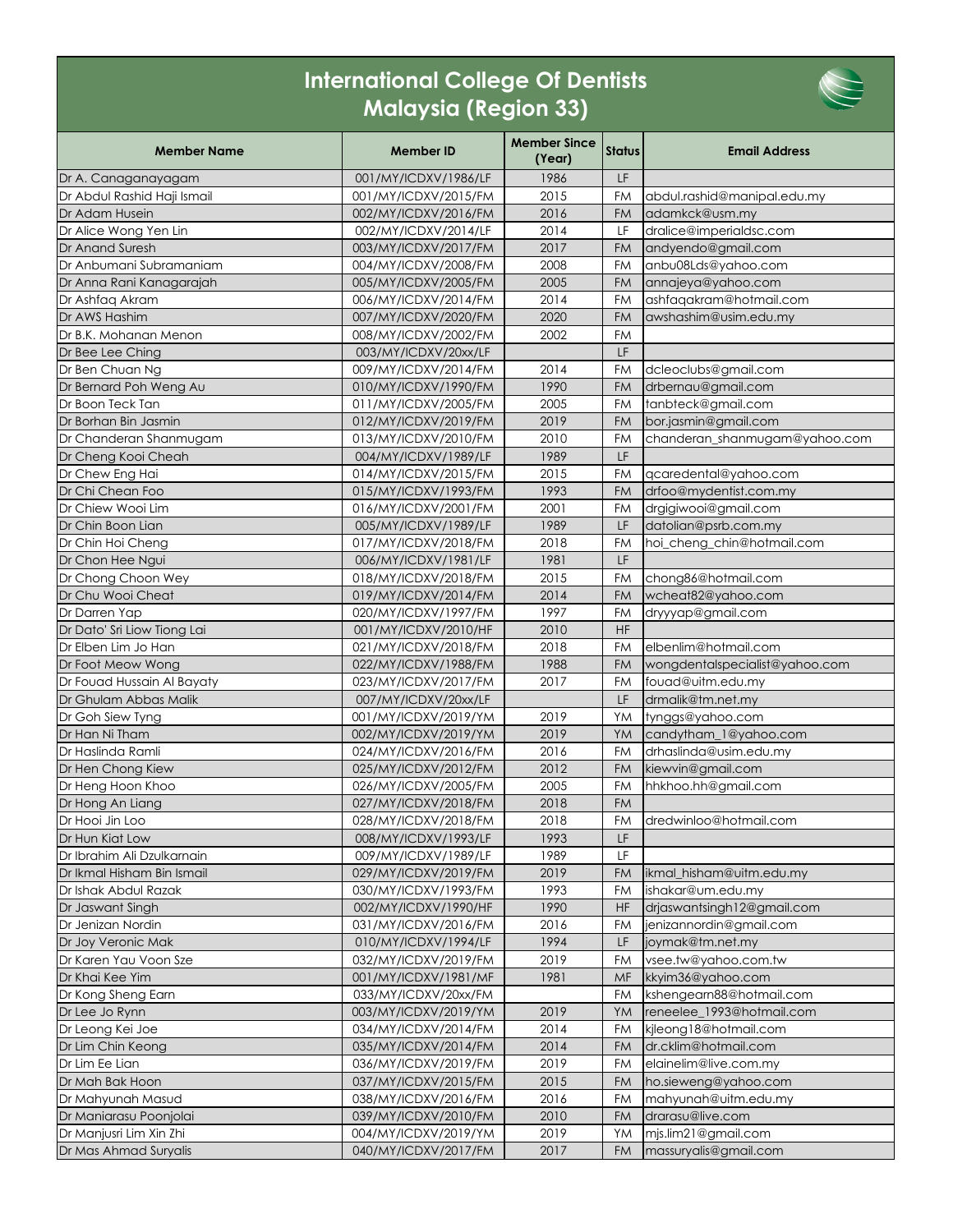# International College Of Dentists
## Malaysia (Region 33)

| Member Name | Member ID | Member Since (Year) | Status | Email Address |
|---|---|---|---|---|
| Dr A. Canaganayagam | 001/MY/ICDXV/1986/LF | 1986 | LF | |
| Dr Abdul Rashid Haji Ismail | 001/MY/ICDXV/2015/FM | 2015 | FM | abdul.rashid@manipal.edu.my |
| Dr Adam Husein | 002/MY/ICDXV/2016/FM | 2016 | FM | adamkck@usm.my |
| Dr Alice Wong Yen Lin | 002/MY/ICDXV/2014/LF | 2014 | LF | dralice@imperialdsc.com |
| Dr Anand Suresh | 003/MY/ICDXV/2017/FM | 2017 | FM | andyendo@gmail.com |
| Dr Anbumani Subramaniam | 004/MY/ICDXV/2008/FM | 2008 | FM | anbu08Lds@yahoo.com |
| Dr Anna Rani Kanagarajah | 005/MY/ICDXV/2005/FM | 2005 | FM | annajeya@yahoo.com |
| Dr Ashfaq Akram | 006/MY/ICDXV/2014/FM | 2014 | FM | ashfaqakram@hotmail.com |
| Dr AWS Hashim | 007/MY/ICDXV/2020/FM | 2020 | FM | awshashim@usim.edu.my |
| Dr B.K. Mohanan Menon | 008/MY/ICDXV/2002/FM | 2002 | FM | |
| Dr Bee Lee Ching | 003/MY/ICDXV/20xx/LF | | LF | |
| Dr Ben Chuan Ng | 009/MY/ICDXV/2014/FM | 2014 | FM | dcleoclubs@gmail.com |
| Dr Bernard Poh Weng Au | 010/MY/ICDXV/1990/FM | 1990 | FM | drbernau@gmail.com |
| Dr Boon Teck Tan | 011/MY/ICDXV/2005/FM | 2005 | FM | tanbteck@gmail.com |
| Dr Borhan Bin Jasmin | 012/MY/ICDXV/2019/FM | 2019 | FM | bor.jasmin@gmail.com |
| Dr Chanderan Shanmugam | 013/MY/ICDXV/2010/FM | 2010 | FM | chanderan_shanmugam@yahoo.com |
| Dr Cheng Kooi Cheah | 004/MY/ICDXV/1989/LF | 1989 | LF | |
| Dr Chew Eng Hai | 014/MY/ICDXV/2015/FM | 2015 | FM | qcaredental@yahoo.com |
| Dr Chi Chean Foo | 015/MY/ICDXV/1993/FM | 1993 | FM | drfoo@mydentist.com.my |
| Dr Chiew Wooi Lim | 016/MY/ICDXV/2001/FM | 2001 | FM | drgigiwooi@gmail.com |
| Dr Chin Boon Lian | 005/MY/ICDXV/1989/LF | 1989 | LF | datolian@psrb.com.my |
| Dr Chin Hoi Cheng | 017/MY/ICDXV/2018/FM | 2018 | FM | hoi_cheng_chin@hotmail.com |
| Dr Chon Hee Ngui | 006/MY/ICDXV/1981/LF | 1981 | LF | |
| Dr Chong Choon Wey | 018/MY/ICDXV/2018/FM | 2015 | FM | chong86@hotmail.com |
| Dr Chu Wooi Cheat | 019/MY/ICDXV/2014/FM | 2014 | FM | wcheat82@yahoo.com |
| Dr Darren Yap | 020/MY/ICDXV/1997/FM | 1997 | FM | dryyyap@gmail.com |
| Dr Dato' Sri Liow Tiong Lai | 001/MY/ICDXV/2010/HF | 2010 | HF | |
| Dr Elben Lim Jo Han | 021/MY/ICDXV/2018/FM | 2018 | FM | elbenlim@hotmail.com |
| Dr Foot Meow Wong | 022/MY/ICDXV/1988/FM | 1988 | FM | wongdentalspecialist@yahoo.com |
| Dr Fouad Hussain Al Bayaty | 023/MY/ICDXV/2017/FM | 2017 | FM | fouad@uitm.edu.my |
| Dr Ghulam Abbas Malik | 007/MY/ICDXV/20xx/LF | | LF | drmalik@tm.net.my |
| Dr Goh Siew Tyng | 001/MY/ICDXV/2019/YM | 2019 | YM | tynggs@yahoo.com |
| Dr Han Ni Tham | 002/MY/ICDXV/2019/YM | 2019 | YM | candytham_1@yahoo.com |
| Dr Haslinda Ramli | 024/MY/ICDXV/2016/FM | 2016 | FM | drhaslinda@usim.edu.my |
| Dr Hen Chong Kiew | 025/MY/ICDXV/2012/FM | 2012 | FM | kiewvin@gmail.com |
| Dr Heng Hoon Khoo | 026/MY/ICDXV/2005/FM | 2005 | FM | hhkhoo.hh@gmail.com |
| Dr Hong An Liang | 027/MY/ICDXV/2018/FM | 2018 | FM | |
| Dr Hooi Jin Loo | 028/MY/ICDXV/2018/FM | 2018 | FM | dredwinloo@hotmail.com |
| Dr Hun Kiat Low | 008/MY/ICDXV/1993/LF | 1993 | LF | |
| Dr Ibrahim Ali Dzulkarnain | 009/MY/ICDXV/1989/LF | 1989 | LF | |
| Dr Ikmal Hisham Bin Ismail | 029/MY/ICDXV/2019/FM | 2019 | FM | ikmal_hisham@uitm.edu.my |
| Dr Ishak Abdul Razak | 030/MY/ICDXV/1993/FM | 1993 | FM | ishakar@um.edu.my |
| Dr Jaswant Singh | 002/MY/ICDXV/1990/HF | 1990 | HF | drjaswantsingh12@gmail.com |
| Dr Jenizan Nordin | 031/MY/ICDXV/2016/FM | 2016 | FM | jenizannordin@gmail.com |
| Dr Joy Veronic Mak | 010/MY/ICDXV/1994/LF | 1994 | LF | joymak@tm.net.my |
| Dr Karen Yau Voon Sze | 032/MY/ICDXV/2019/FM | 2019 | FM | vsee.tw@yahoo.com.tw |
| Dr Khai Kee Yim | 001/MY/ICDXV/1981/MF | 1981 | MF | kkyim36@yahoo.com |
| Dr Kong Sheng Earn | 033/MY/ICDXV/20xx/FM | | FM | kshengearn88@hotmail.com |
| Dr Lee Jo Rynn | 003/MY/ICDXV/2019/YM | 2019 | YM | reneelee_1993@hotmail.com |
| Dr Leong Kei Joe | 034/MY/ICDXV/2014/FM | 2014 | FM | kjleong18@hotmail.com |
| Dr Lim Chin Keong | 035/MY/ICDXV/2014/FM | 2014 | FM | dr.cklim@hotmail.com |
| Dr Lim Ee Lian | 036/MY/ICDXV/2019/FM | 2019 | FM | elainelim@live.com.my |
| Dr Mah Bak Hoon | 037/MY/ICDXV/2015/FM | 2015 | FM | ho.sieweng@yahoo.com |
| Dr Mahyunah Masud | 038/MY/ICDXV/2016/FM | 2016 | FM | mahyunah@uitm.edu.my |
| Dr Maniarasu Poonjolai | 039/MY/ICDXV/2010/FM | 2010 | FM | drarasu@live.com |
| Dr Manjusri Lim Xin Zhi | 004/MY/ICDXV/2019/YM | 2019 | YM | mjs.lim21@gmail.com |
| Dr Mas Ahmad Suryalis | 040/MY/ICDXV/2017/FM | 2017 | FM | massuryalis@gmail.com |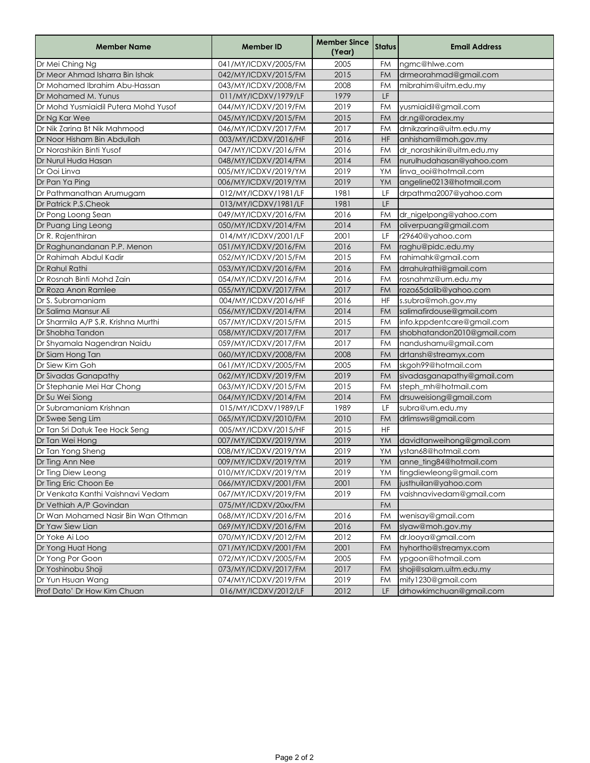| Member Name | Member ID | Member Since (Year) | Status | Email Address |
|---|---|---|---|---|
| Dr Mei Ching Ng | 041/MY/ICDXV/2005/FM | 2005 | FM | ngmc@hlwe.com |
| Dr Meor Ahmad Isharra Bin Ishak | 042/MY/ICDXV/2015/FM | 2015 | FM | drmeorahmad@gmail.com |
| Dr Mohamed Ibrahim Abu-Hassan | 043/MY/ICDXV/2008/FM | 2008 | FM | mibrahim@uitm.edu.my |
| Dr Mohamed M. Yunus | 011/MY/ICDXV/1979/LF | 1979 | LF | |
| Dr Mohd Yusmiaidil Putera Mohd Yusof | 044/MY/ICDXV/2019/FM | 2019 | FM | yusmiaidil@gmail.com |
| Dr Ng Kar Wee | 045/MY/ICDXV/2015/FM | 2015 | FM | dr.ng@oradex.my |
| Dr Nik Zarina Bt Nik Mahmood | 046/MY/ICDXV/2017/FM | 2017 | FM | drnikzarina@uitm.edu.my |
| Dr Noor Hisham Bin Abdullah | 003/MY/ICDXV/2016/HF | 2016 | HF | anhisham@moh.gov.my |
| Dr Norashikin Binti Yusof | 047/MY/ICDXV/2016/FM | 2016 | FM | dr_norashikin@uitm.edu.my |
| Dr Nurul Huda Hasan | 048/MY/ICDXV/2014/FM | 2014 | FM | nurulhudahasan@yahoo.com |
| Dr Ooi Linva | 005/MY/ICDXV/2019/YM | 2019 | YM | linva_ooi@hotmail.com |
| Dr Pan Ya Ping | 006/MY/ICDXV/2019/YM | 2019 | YM | angeline0213@hotmail.com |
| Dr Pathmanathan Arumugam | 012/MY/ICDXV/1981/LF | 1981 | LF | drpathma2007@yahoo.com |
| Dr Patrick P.S.Cheok | 013/MY/ICDXV/1981/LF | 1981 | LF | |
| Dr Pong Loong Sean | 049/MY/ICDXV/2016/FM | 2016 | FM | dr_nigelpong@yahoo.com |
| Dr Puang Ling Leong | 050/MY/ICDXV/2014/FM | 2014 | FM | oliverpuang@gmail.com |
| Dr R. Rajenthiran | 014/MY/ICDXV/2001/LF | 2001 | LF | r29640@yahoo.com |
| Dr Raghunandanan P.P. Menon | 051/MY/ICDXV/2016/FM | 2016 | FM | raghu@pidc.edu.my |
| Dr Rahimah Abdul Kadir | 052/MY/ICDXV/2015/FM | 2015 | FM | rahimahk@gmail.com |
| Dr Rahul Rathi | 053/MY/ICDXV/2016/FM | 2016 | FM | drrahulrathi@gmail.com |
| Dr Rosnah Binti Mohd Zain | 054/MY/ICDXV/2016/FM | 2016 | FM | rosnahmz@um.edu.my |
| Dr Roza Anon Ramlee | 055/MY/ICDXV/2017/FM | 2017 | FM | roza65dalib@yahoo.com |
| Dr S. Subramaniam | 004/MY/ICDXV/2016/HF | 2016 | HF | s.subra@moh.gov.my |
| Dr Salima Mansur Ali | 056/MY/ICDXV/2014/FM | 2014 | FM | salimafirdouse@gmail.com |
| Dr Sharmila A/P S.R. Krishna Murthi | 057/MY/ICDXV/2015/FM | 2015 | FM | info.kppdentcare@gmail.com |
| Dr Shobha Tandon | 058/MY/ICDXV/2017/FM | 2017 | FM | shobhatandon2010@gmail.com |
| Dr Shyamala Nagendran Naidu | 059/MY/ICDXV/2017/FM | 2017 | FM | nandushamu@gmail.com |
| Dr Siam Hong Tan | 060/MY/ICDXV/2008/FM | 2008 | FM | drtansh@streamyx.com |
| Dr Siew Kim Goh | 061/MY/ICDXV/2005/FM | 2005 | FM | skgoh99@hotmail.com |
| Dr Sivadas Ganapathy | 062/MY/ICDXV/2019/FM | 2019 | FM | sivadasganapathy@gmail.com |
| Dr Stephanie Mei Har Chong | 063/MY/ICDXV/2015/FM | 2015 | FM | steph_mh@hotmail.com |
| Dr Su Wei Siong | 064/MY/ICDXV/2014/FM | 2014 | FM | drsuweisiong@gmail.com |
| Dr Subramaniam Krishnan | 015/MY/ICDXV/1989/LF | 1989 | LF | subra@um.edu.my |
| Dr Swee Seng Lim | 065/MY/ICDXV/2010/FM | 2010 | FM | drlimsws@gmail.com |
| Dr Tan Sri Datuk Tee Hock Seng | 005/MY/ICDXV/2015/HF | 2015 | HF | |
| Dr Tan Wei Hong | 007/MY/ICDXV/2019/YM | 2019 | YM | davidtanweihong@gmail.com |
| Dr Tan Yong Sheng | 008/MY/ICDXV/2019/YM | 2019 | YM | ystan68@hotmail.com |
| Dr Ting Ann Nee | 009/MY/ICDXV/2019/YM | 2019 | YM | anne_ting84@hotmail.com |
| Dr Ting Diew Leong | 010/MY/ICDXV/2019/YM | 2019 | YM | tingdiewleong@gmail.com |
| Dr Ting Eric Choon Ee | 066/MY/ICDXV/2001/FM | 2001 | FM | justhuilan@yahoo.com |
| Dr Venkata Kanthi Vaishnavi Vedam | 067/MY/ICDXV/2019/FM | 2019 | FM | vaishnavivedam@gmail.com |
| Dr Vethiah A/P Govindan | 075/MY/ICDXV/20xx/FM | | FM | |
| Dr Wan Mohamed Nasir Bin Wan Othman | 068/MY/ICDXV/2016/FM | 2016 | FM | wenisay@gmail.com |
| Dr Yaw Siew Lian | 069/MY/ICDXV/2016/FM | 2016 | FM | slyaw@moh.gov.my |
| Dr Yoke Ai Loo | 070/MY/ICDXV/2012/FM | 2012 | FM | dr.looya@gmail.com |
| Dr Yong Huat Hong | 071/MY/ICDXV/2001/FM | 2001 | FM | hyhortho@streamyx.com |
| Dr Yong Por Goon | 072/MY/ICDXV/2005/FM | 2005 | FM | ypgoon@hotmail.com |
| Dr Yoshinobu Shoji | 073/MY/ICDXV/2017/FM | 2017 | FM | shoji@salam.uitm.edu.my |
| Dr Yun Hsuan Wang | 074/MY/ICDXV/2019/FM | 2019 | FM | mify1230@gmail.com |
| Prof Dato' Dr How Kim Chuan | 016/MY/ICDXV/2012/LF | 2012 | LF | drhowkimchuan@gmail.com |